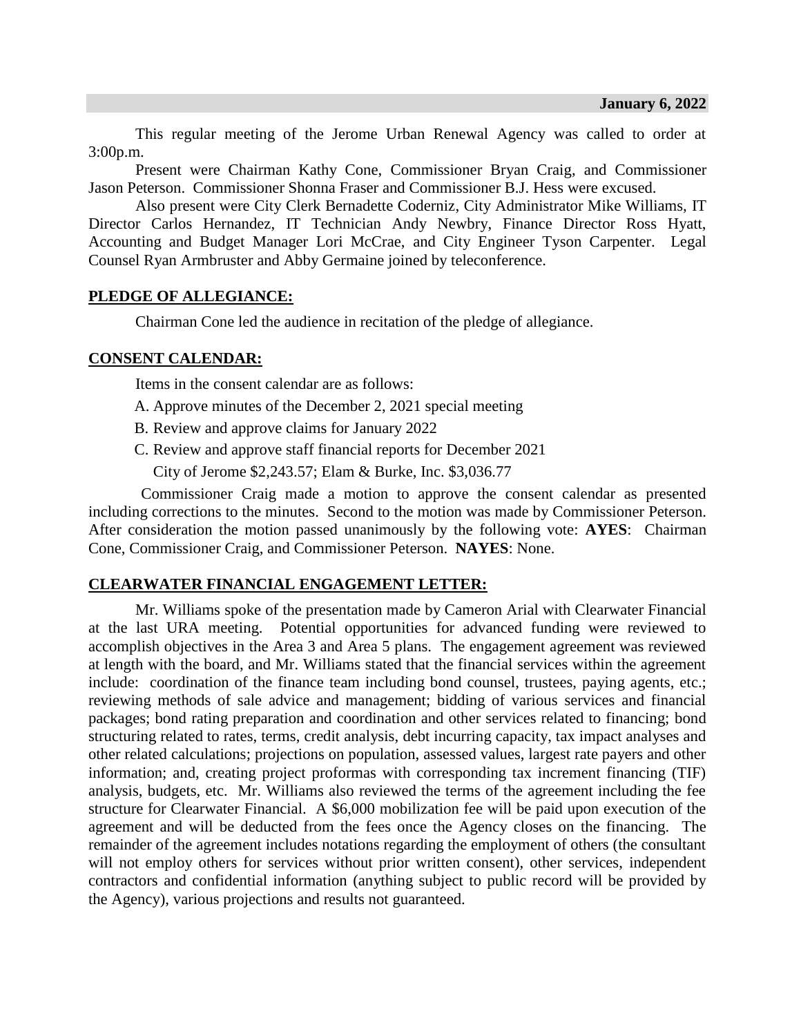**January 6, 2022**

This regular meeting of the Jerome Urban Renewal Agency was called to order at 3:00p.m.

Present were Chairman Kathy Cone, Commissioner Bryan Craig, and Commissioner Jason Peterson. Commissioner Shonna Fraser and Commissioner B.J. Hess were excused.

Also present were City Clerk Bernadette Coderniz, City Administrator Mike Williams, IT Director Carlos Hernandez, IT Technician Andy Newbry, Finance Director Ross Hyatt, Accounting and Budget Manager Lori McCrae, and City Engineer Tyson Carpenter. Legal Counsel Ryan Armbruster and Abby Germaine joined by teleconference.

## PLEDGE OF ALLEGIANCE:

Chairman Cone led the audience in recitation of the pledge of allegiance.

## CONSENT CALENDAR:

Items in the consent calendar are as follows:

A. Approve minutes of the December 2, 2021 special meeting

B. Review and approve claims for January 2022

C. Review and approve staff financial reports for December 2021

City of Jerome $2,243.57; Elam & Burke, Inc. $3,036.77

Commissioner Craig made a motion to approve the consent calendar as presented including corrections to the minutes. Second to the motion was made by Commissioner Peterson. After consideration the motion passed unanimously by the following vote: **AYES**: Chairman Cone, Commissioner Craig, and Commissioner Peterson. **NAYES**: None.

## CLEARWATER FINANCIAL ENGAGEMENT LETTER:

Mr. Williams spoke of the presentation made by Cameron Arial with Clearwater Financial at the last URA meeting. Potential opportunities for advanced funding were reviewed to accomplish objectives in the Area 3 and Area 5 plans. The engagement agreement was reviewed at length with the board, and Mr. Williams stated that the financial services within the agreement include: coordination of the finance team including bond counsel, trustees, paying agents, etc.; reviewing methods of sale advice and management; bidding of various services and financial packages; bond rating preparation and coordination and other services related to financing; bond structuring related to rates, terms, credit analysis, debt incurring capacity, tax impact analyses and other related calculations; projections on population, assessed values, largest rate payers and other information; and, creating project proformas with corresponding tax increment financing (TIF) analysis, budgets, etc. Mr. Williams also reviewed the terms of the agreement including the fee structure for Clearwater Financial. A $6,000 mobilization fee will be paid upon execution of the agreement and will be deducted from the fees once the Agency closes on the financing. The remainder of the agreement includes notations regarding the employment of others (the consultant will not employ others for services without prior written consent), other services, independent contractors and confidential information (anything subject to public record will be provided by the Agency), various projections and results not guaranteed.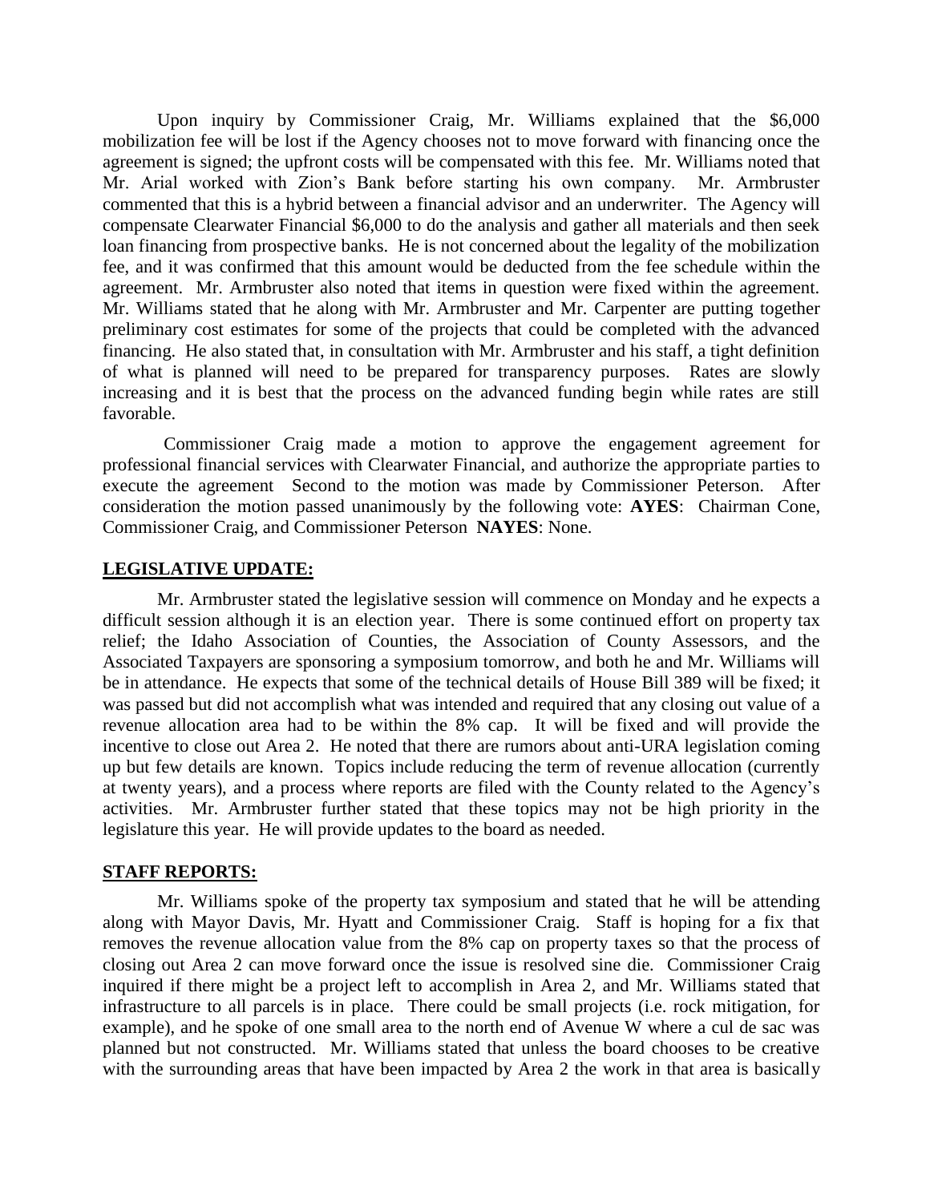Upon inquiry by Commissioner Craig, Mr. Williams explained that the $6,000 mobilization fee will be lost if the Agency chooses not to move forward with financing once the agreement is signed; the upfront costs will be compensated with this fee. Mr. Williams noted that Mr. Arial worked with Zion's Bank before starting his own company. Mr. Armbruster commented that this is a hybrid between a financial advisor and an underwriter. The Agency will compensate Clearwater Financial $6,000 to do the analysis and gather all materials and then seek loan financing from prospective banks. He is not concerned about the legality of the mobilization fee, and it was confirmed that this amount would be deducted from the fee schedule within the agreement. Mr. Armbruster also noted that items in question were fixed within the agreement. Mr. Williams stated that he along with Mr. Armbruster and Mr. Carpenter are putting together preliminary cost estimates for some of the projects that could be completed with the advanced financing. He also stated that, in consultation with Mr. Armbruster and his staff, a tight definition of what is planned will need to be prepared for transparency purposes. Rates are slowly increasing and it is best that the process on the advanced funding begin while rates are still favorable.

Commissioner Craig made a motion to approve the engagement agreement for professional financial services with Clearwater Financial, and authorize the appropriate parties to execute the agreement Second to the motion was made by Commissioner Peterson. After consideration the motion passed unanimously by the following vote: **AYES**: Chairman Cone, Commissioner Craig, and Commissioner Peterson **NAYES**: None.

## LEGISLATIVE UPDATE:

Mr. Armbruster stated the legislative session will commence on Monday and he expects a difficult session although it is an election year. There is some continued effort on property tax relief; the Idaho Association of Counties, the Association of County Assessors, and the Associated Taxpayers are sponsoring a symposium tomorrow, and both he and Mr. Williams will be in attendance. He expects that some of the technical details of House Bill 389 will be fixed; it was passed but did not accomplish what was intended and required that any closing out value of a revenue allocation area had to be within the 8% cap. It will be fixed and will provide the incentive to close out Area 2. He noted that there are rumors about anti-URA legislation coming up but few details are known. Topics include reducing the term of revenue allocation (currently at twenty years), and a process where reports are filed with the County related to the Agency's activities. Mr. Armbruster further stated that these topics may not be high priority in the legislature this year. He will provide updates to the board as needed.

## STAFF REPORTS:

Mr. Williams spoke of the property tax symposium and stated that he will be attending along with Mayor Davis, Mr. Hyatt and Commissioner Craig. Staff is hoping for a fix that removes the revenue allocation value from the 8% cap on property taxes so that the process of closing out Area 2 can move forward once the issue is resolved sine die. Commissioner Craig inquired if there might be a project left to accomplish in Area 2, and Mr. Williams stated that infrastructure to all parcels is in place. There could be small projects (i.e. rock mitigation, for example), and he spoke of one small area to the north end of Avenue W where a cul de sac was planned but not constructed. Mr. Williams stated that unless the board chooses to be creative with the surrounding areas that have been impacted by Area 2 the work in that area is basically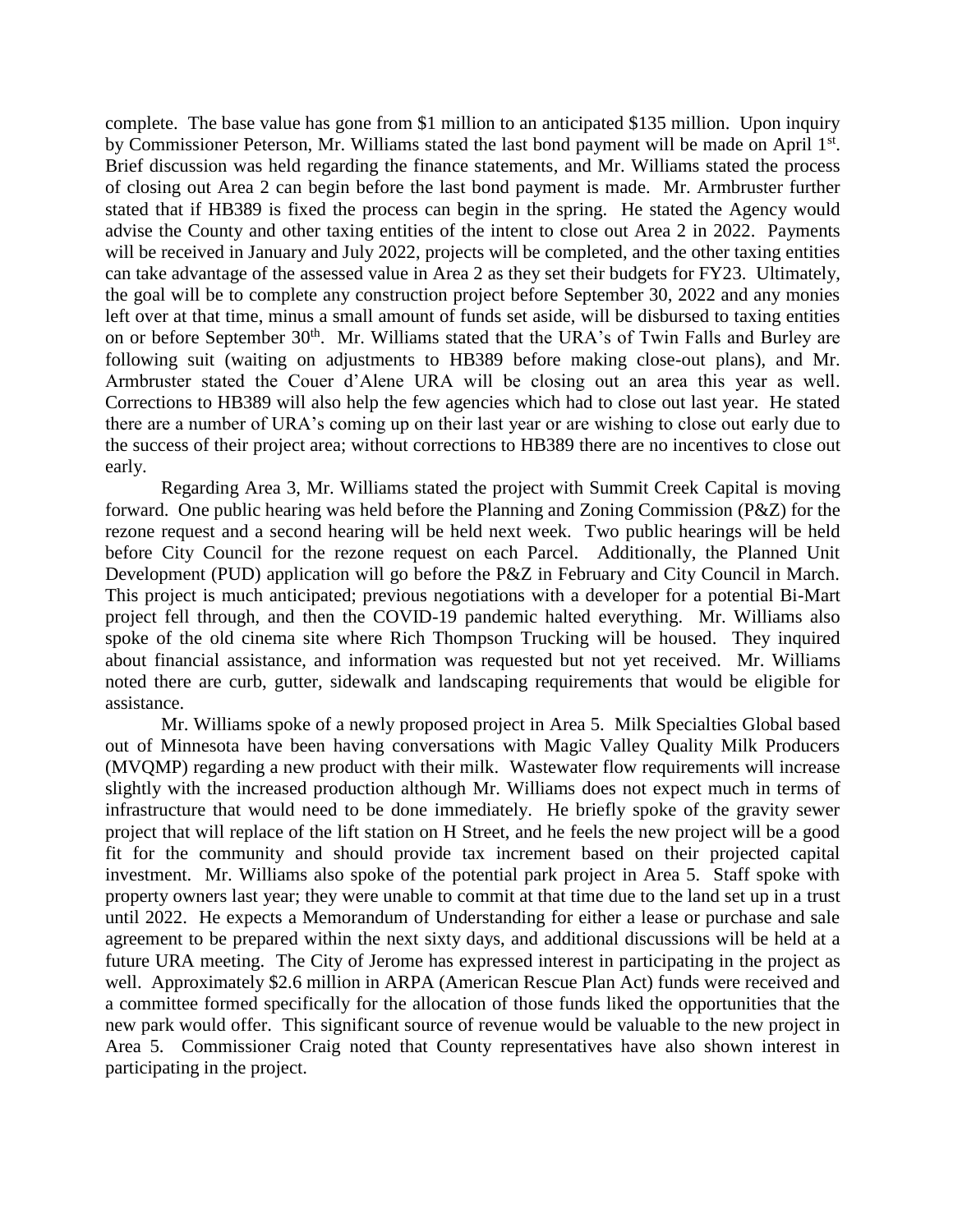complete. The base value has gone from $1 million to an anticipated $135 million. Upon inquiry by Commissioner Peterson, Mr. Williams stated the last bond payment will be made on April 1st. Brief discussion was held regarding the finance statements, and Mr. Williams stated the process of closing out Area 2 can begin before the last bond payment is made. Mr. Armbruster further stated that if HB389 is fixed the process can begin in the spring. He stated the Agency would advise the County and other taxing entities of the intent to close out Area 2 in 2022. Payments will be received in January and July 2022, projects will be completed, and the other taxing entities can take advantage of the assessed value in Area 2 as they set their budgets for FY23. Ultimately, the goal will be to complete any construction project before September 30, 2022 and any monies left over at that time, minus a small amount of funds set aside, will be disbursed to taxing entities on or before September 30th. Mr. Williams stated that the URA's of Twin Falls and Burley are following suit (waiting on adjustments to HB389 before making close-out plans), and Mr. Armbruster stated the Couer d'Alene URA will be closing out an area this year as well. Corrections to HB389 will also help the few agencies which had to close out last year. He stated there are a number of URA's coming up on their last year or are wishing to close out early due to the success of their project area; without corrections to HB389 there are no incentives to close out early.

Regarding Area 3, Mr. Williams stated the project with Summit Creek Capital is moving forward. One public hearing was held before the Planning and Zoning Commission (P&Z) for the rezone request and a second hearing will be held next week. Two public hearings will be held before City Council for the rezone request on each Parcel. Additionally, the Planned Unit Development (PUD) application will go before the P&Z in February and City Council in March. This project is much anticipated; previous negotiations with a developer for a potential Bi-Mart project fell through, and then the COVID-19 pandemic halted everything. Mr. Williams also spoke of the old cinema site where Rich Thompson Trucking will be housed. They inquired about financial assistance, and information was requested but not yet received. Mr. Williams noted there are curb, gutter, sidewalk and landscaping requirements that would be eligible for assistance.

Mr. Williams spoke of a newly proposed project in Area 5. Milk Specialties Global based out of Minnesota have been having conversations with Magic Valley Quality Milk Producers (MVQMP) regarding a new product with their milk. Wastewater flow requirements will increase slightly with the increased production although Mr. Williams does not expect much in terms of infrastructure that would need to be done immediately. He briefly spoke of the gravity sewer project that will replace of the lift station on H Street, and he feels the new project will be a good fit for the community and should provide tax increment based on their projected capital investment. Mr. Williams also spoke of the potential park project in Area 5. Staff spoke with property owners last year; they were unable to commit at that time due to the land set up in a trust until 2022. He expects a Memorandum of Understanding for either a lease or purchase and sale agreement to be prepared within the next sixty days, and additional discussions will be held at a future URA meeting. The City of Jerome has expressed interest in participating in the project as well. Approximately $2.6 million in ARPA (American Rescue Plan Act) funds were received and a committee formed specifically for the allocation of those funds liked the opportunities that the new park would offer. This significant source of revenue would be valuable to the new project in Area 5. Commissioner Craig noted that County representatives have also shown interest in participating in the project.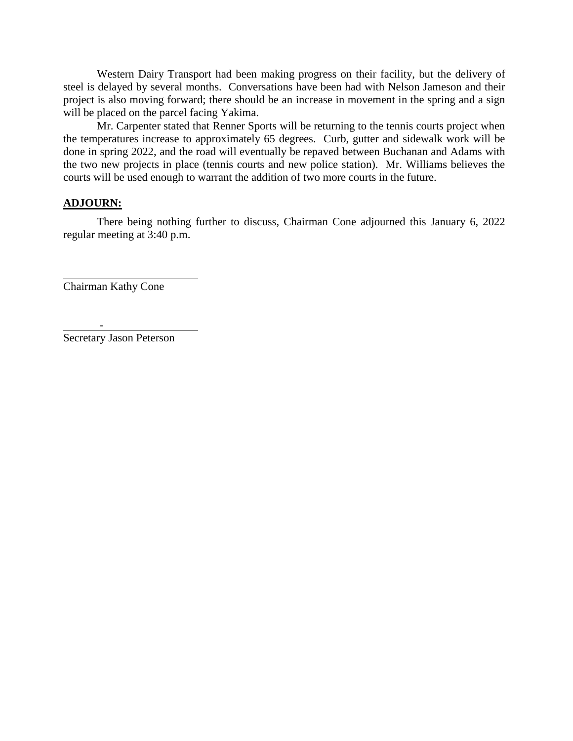Western Dairy Transport had been making progress on their facility, but the delivery of steel is delayed by several months. Conversations have been had with Nelson Jameson and their project is also moving forward; there should be an increase in movement in the spring and a sign will be placed on the parcel facing Yakima.

Mr. Carpenter stated that Renner Sports will be returning to the tennis courts project when the temperatures increase to approximately 65 degrees. Curb, gutter and sidewalk work will be done in spring 2022, and the road will eventually be repaved between Buchanan and Adams with the two new projects in place (tennis courts and new police station). Mr. Williams believes the courts will be used enough to warrant the addition of two more courts in the future.

**ADJOURN:**

There being nothing further to discuss, Chairman Cone adjourned this January 6, 2022 regular meeting at 3:40 p.m.

\_\_\_\_\_\_\_\_\_\_\_\_\_\_\_\_\_\_\_\_\_\_\_\_\_\_
Chairman Kathy Cone

\_\_\_\_\_\_\_\_\_\_\_\_\_\_\_\_\_\_\_\_\_\_\_\_\_\_
Secretary Jason Peterson